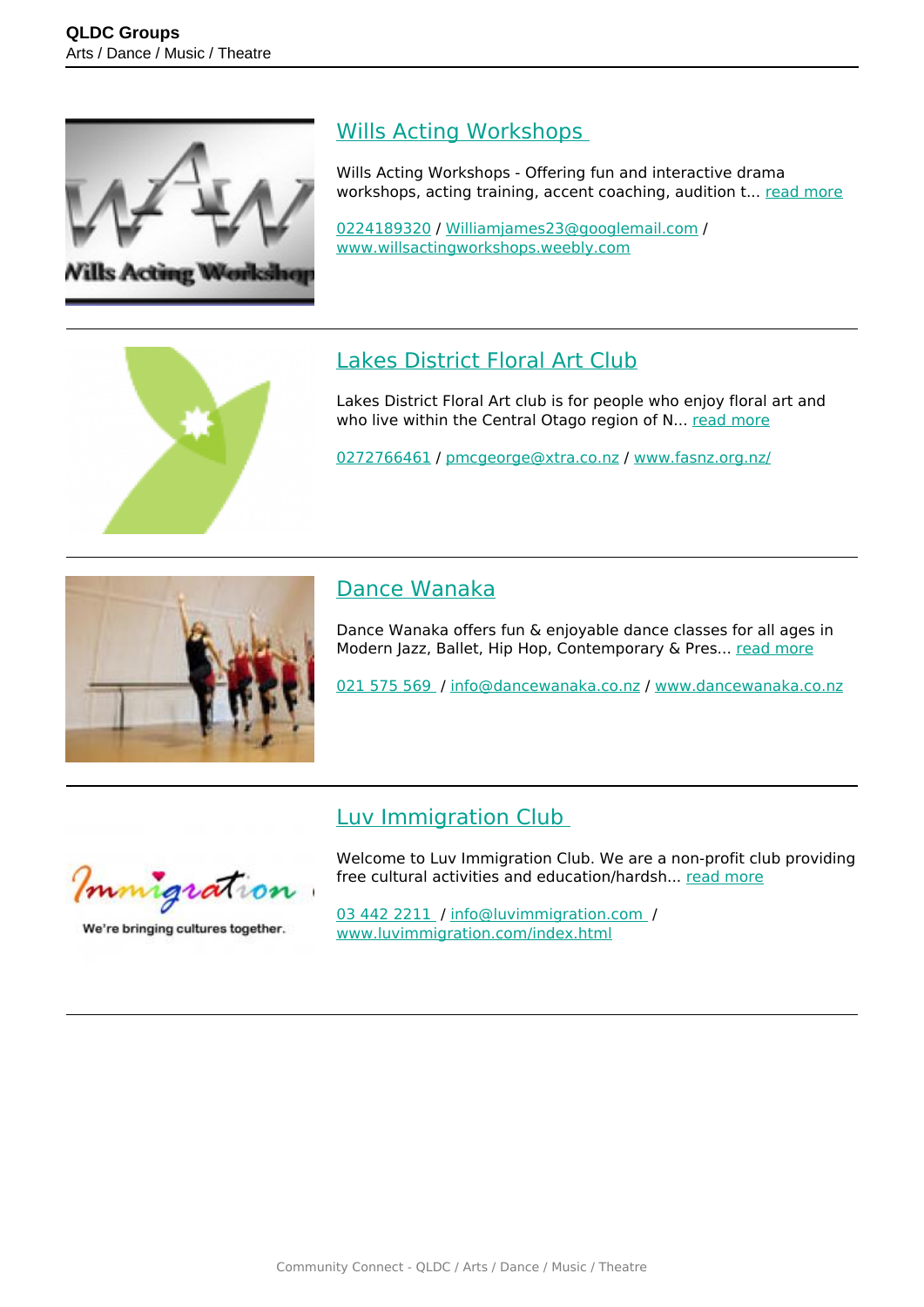# QLDC Groups

Arts / Dance / Music / Theatre

## Wills Acting Workshops

Wills Acting Workshops - Offering fun and interactive drama workshops, acting training, accent coaching, audition t... read more

0224189320 / Williamjames23@googlemail.com / www.willsactingworkshops.weebly.com

## Lakes District Floral Art Club

Lakes District Floral Art club is for people who enjoy floral art and who live within the Central Otago region of N... read more

0272766461 / pmcgeorge@xtra.co.nz / www.fasnz.org.nz/

## Dance Wanaka

Dance Wanaka offers fun & enjoyable dance classes for all ages in Modern Jazz, Ballet, Hip Hop, Contemporary & Pres... read more

021 575 569 / info@dancewanaka.co.nz / www.dancewanaka.co.nz

## Luv Immigration Club

Welcome to Luv Immigration Club. We are a non-profit club providing free cultural activities and education/hardsh... read more

03 442 2211 / info@luvimmigration.com / www.luvimmigration.com/index.html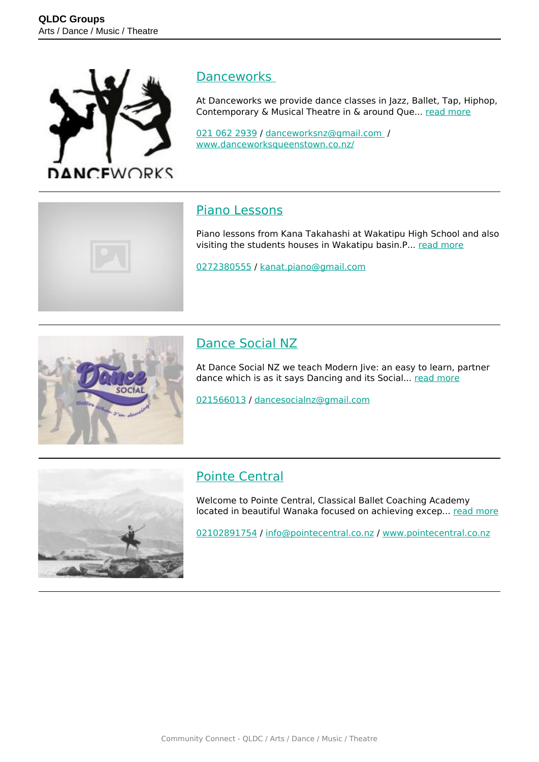## Danceworks

At Danceworks we provide dance classes in Jazz, Ballet, Tap, Hiphop, Contemporary & Musical Theatre in & around Que... read more

021 062 2939 / danceworksnz@gmail.com / www.danceworksqueenstown.co.nz/

## Piano Lessons

Piano lessons from Kana Takahashi at Wakatipu High School and also visiting the students houses in Wakatipu basin.P... read more

0272380555 / kanat.piano@gmail.com

## Dance Social NZ

At Dance Social NZ we teach Modern Jive: an easy to learn, partner dance which is as it says Dancing and its Social... read more

021566013 / dancesocialnz@gmail.com

## Pointe Central

Welcome to Pointe Central, Classical Ballet Coaching Academy located in beautiful Wanaka focused on achieving excep... read more

02102891754 / info@pointecentral.co.nz / www.pointecentral.co.nz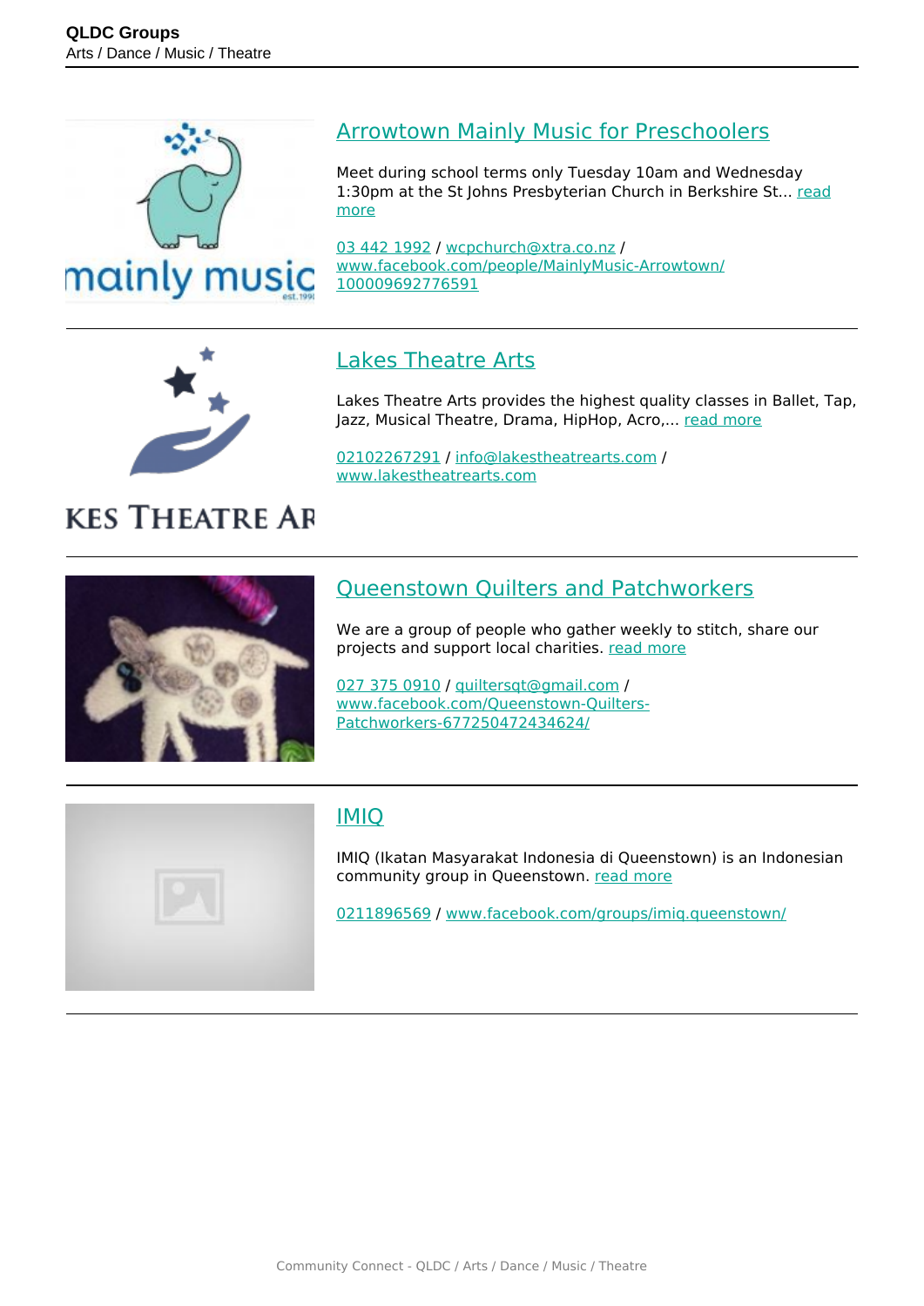## Arrowtown Mainly Music for Preschoolers

Meet during school terms only Tuesday 10am and Wednesday 1:30pm at the St Johns Presbyterian Church in Berkshire St... read more

03 442 1992 / wcpchurch@xtra.co.nz / www.facebook.com/people/MainlyMusic-Arrowtown/100009692776591

## Lakes Theatre Arts

Lakes Theatre Arts provides the highest quality classes in Ballet, Tap, Jazz, Musical Theatre, Drama, HipHop, Acro,... read more

02102267291 / info@lakestheatrearts.com / www.lakestheatrearts.com

## Queenstown Quilters and Patchworkers

We are a group of people who gather weekly to stitch, share our projects and support local charities. read more

027 375 0910 / quiltersqt@gmail.com / www.facebook.com/Queenstown-Quilters-Patchworkers-677250472434624/

## IMIQ

IMIQ (Ikatan Masyarakat Indonesia di Queenstown) is an Indonesian community group in Queenstown. read more

0211896569 / www.facebook.com/groups/imiq.queenstown/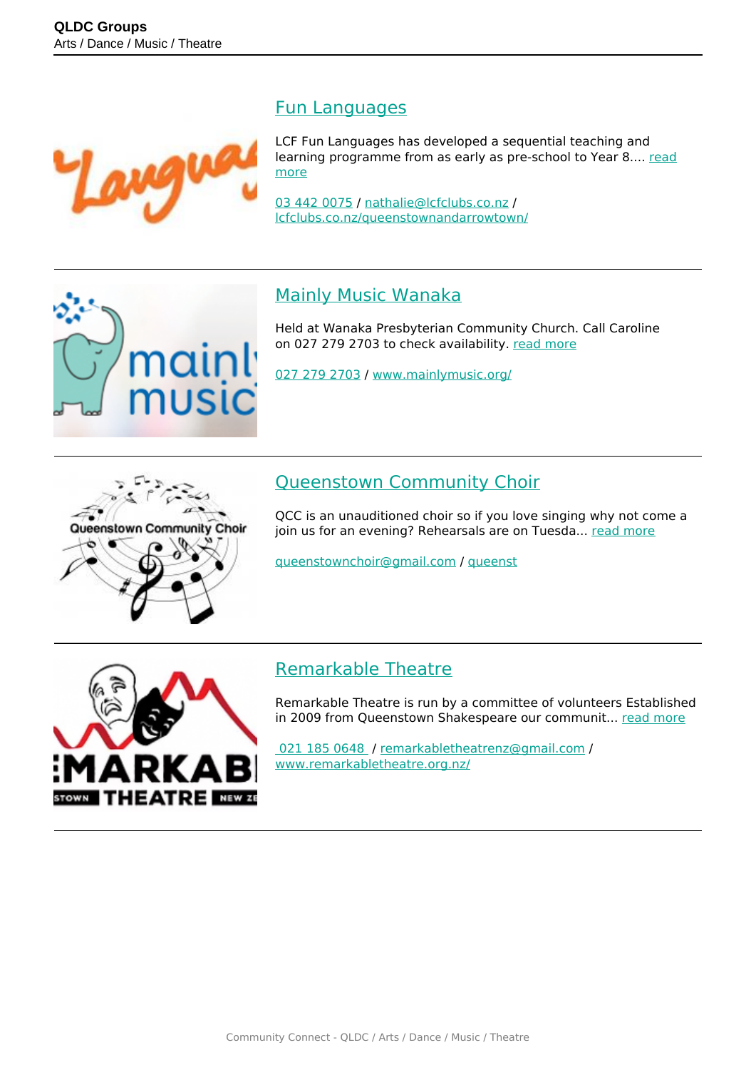## Fun Languages

LCF Fun Languages has developed a sequential teaching and learning programme from as early as pre-school to Year 8.... read more

03 442 0075 / nathalie@lcfclubs.co.nz / lcfclubs.co.nz/queenstownandarrowtown/

---

## Mainly Music Wanaka

Held at Wanaka Presbyterian Community Church. Call Caroline on 027 279 2703 to check availability. read more

027 279 2703 / www.mainlymusic.org/

---

## Queenstown Community Choir

QCC is an unauditioned choir so if you love singing why not come a join us for an evening? Rehearsals are on Tuesda... read more

queenstownchoir@gmail.com / queenst

---

## Remarkable Theatre

Remarkable Theatre is run by a committee of volunteers Established in 2009 from Queenstown Shakespeare our communit... read more

021 185 0648 / remarkabletheatrenz@gmail.com / www.remarkabletheatre.org.nz/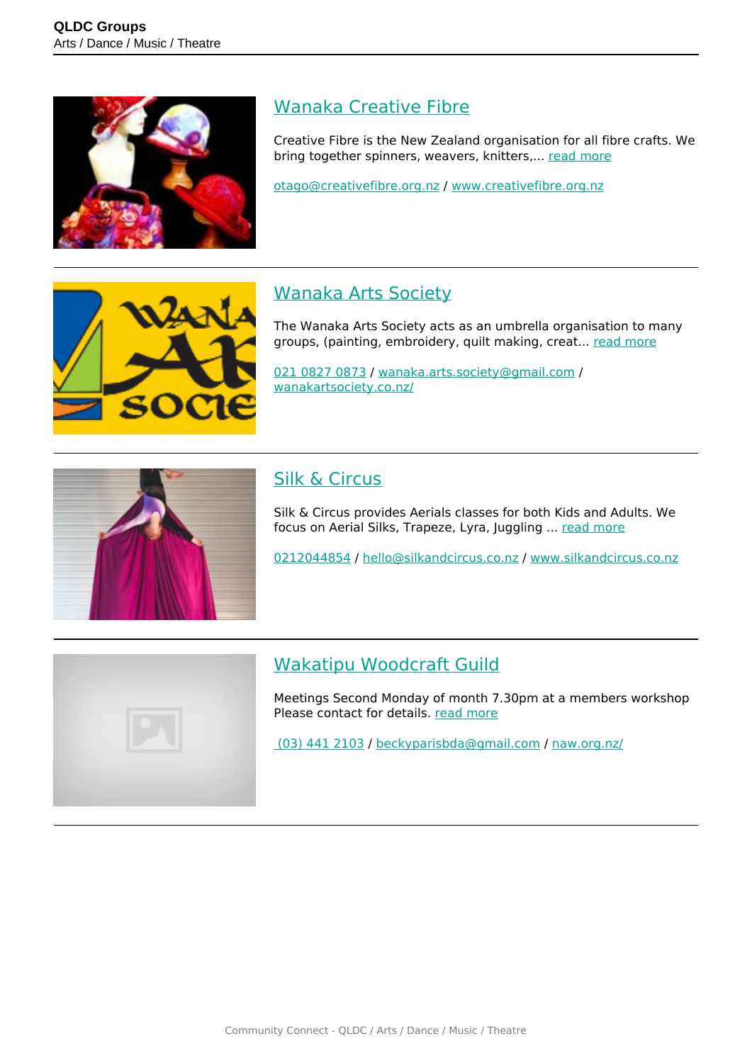## Wanaka Creative Fibre

Creative Fibre is the New Zealand organisation for all fibre crafts. We bring together spinners, weavers, knitters,... read more

otago@creativefibre.org.nz / www.creativefibre.org.nz

---

## Wanaka Arts Society

The Wanaka Arts Society acts as an umbrella organisation to many groups, (painting, embroidery, quilt making, creat... read more

021 0827 0873 / wanaka.arts.society@gmail.com / wanakartsociety.co.nz/

---

## Silk & Circus

Silk & Circus provides Aerials classes for both Kids and Adults. We focus on Aerial Silks, Trapeze, Lyra, Juggling ... read more

0212044854 / hello@silkandcircus.co.nz / www.silkandcircus.co.nz

---

## Wakatipu Woodcraft Guild

Meetings Second Monday of month 7.30pm at a members workshop Please contact for details. read more

(03) 441 2103 / beckyparisbda@gmail.com / naw.org.nz/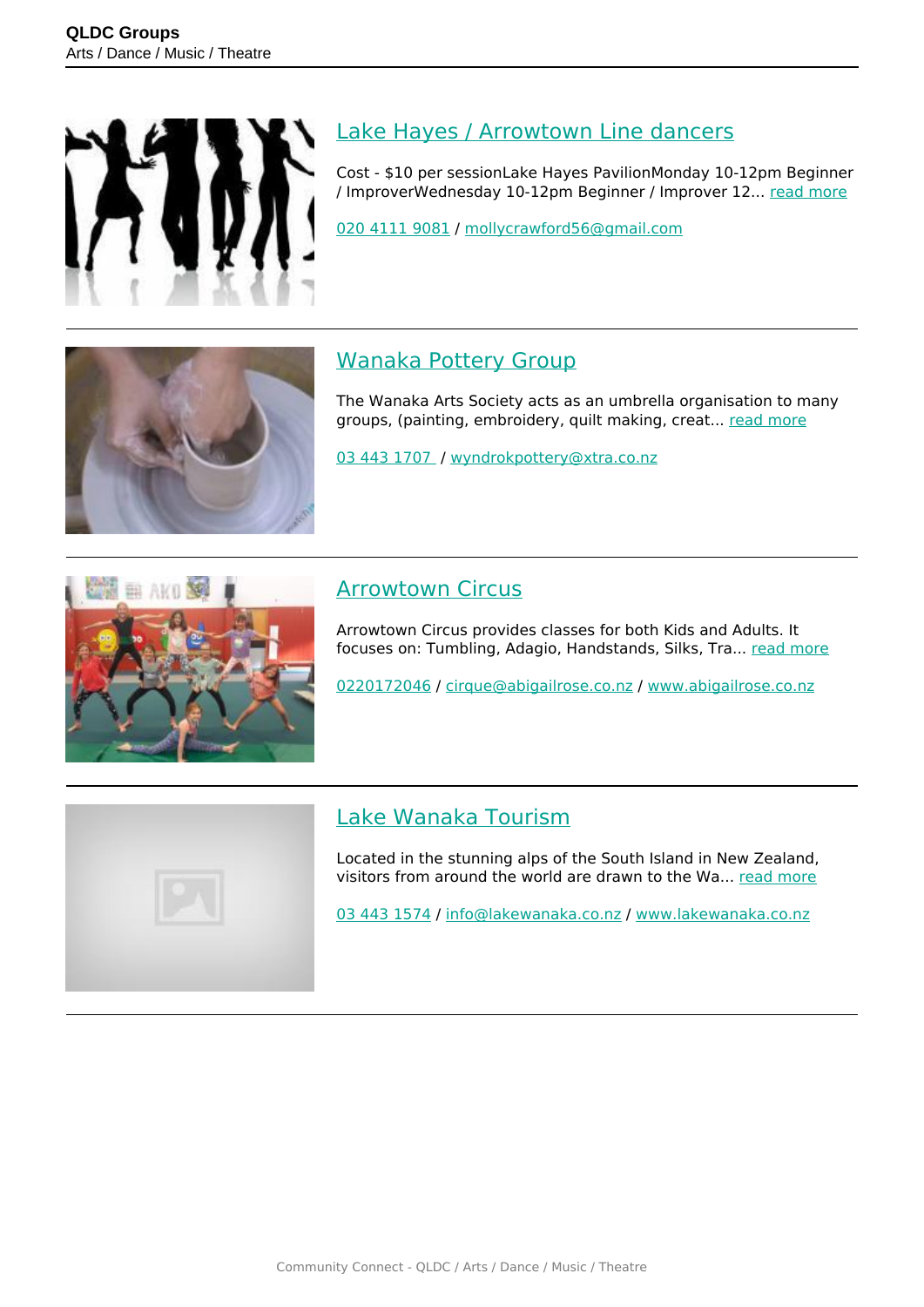## Lake Hayes / Arrowtown Line dancers

Cost - $10 per sessionLake Hayes PavilionMonday 10-12pm Beginner / ImproverWednesday 10-12pm Beginner / Improver 12... read more

020 4111 9081 / mollycrawford56@gmail.com

## Wanaka Pottery Group

The Wanaka Arts Society acts as an umbrella organisation to many groups, (painting, embroidery, quilt making, creat... read more

03 443 1707 / wyndrokpottery@xtra.co.nz

## Arrowtown Circus

Arrowtown Circus provides classes for both Kids and Adults. It focuses on: Tumbling, Adagio, Handstands, Silks, Tra... read more

0220172046 / cirque@abigailrose.co.nz / www.abigailrose.co.nz

## Lake Wanaka Tourism

Located in the stunning alps of the South Island in New Zealand, visitors from around the world are drawn to the Wa... read more

03 443 1574 / info@lakewanaka.co.nz / www.lakewanaka.co.nz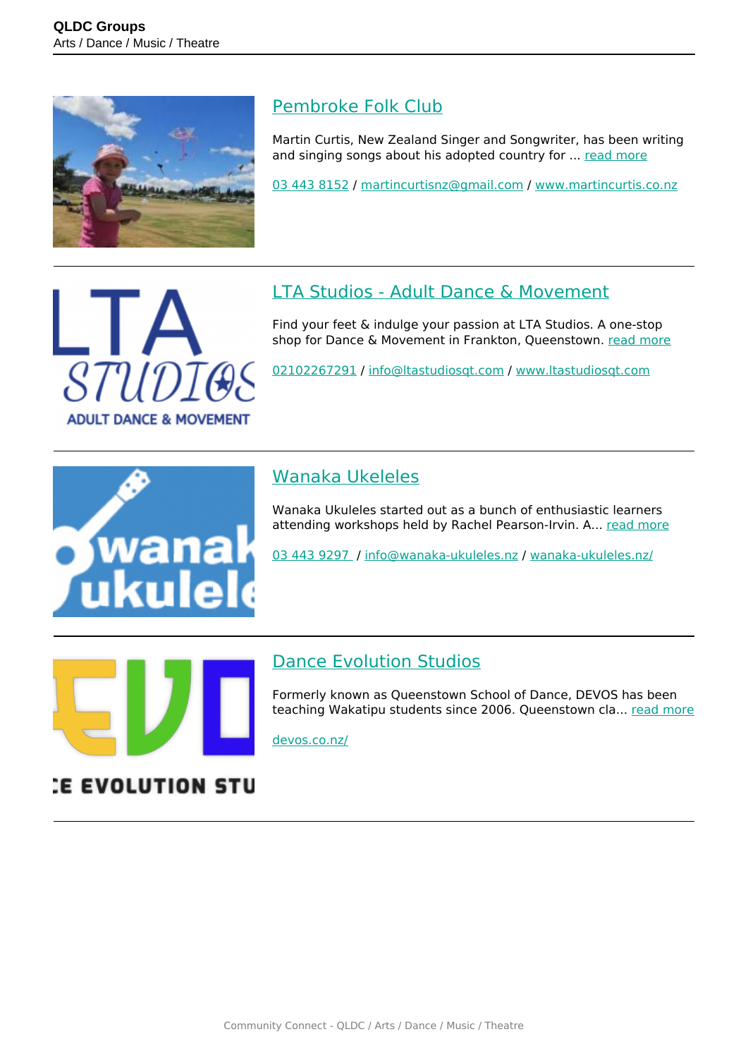## Pembroke Folk Club

Martin Curtis, New Zealand Singer and Songwriter, has been writing and singing songs about his adopted country for ... read more

03 443 8152 / martincurtisnz@gmail.com / www.martincurtis.co.nz

---

## LTA Studios - Adult Dance & Movement

Find your feet & indulge your passion at LTA Studios. A one-stop shop for Dance & Movement in Frankton, Queenstown. read more

02102267291 / info@ltastudiosqt.com / www.ltastudiosqt.com

---

## Wanaka Ukeleles

Wanaka Ukuleles started out as a bunch of enthusiastic learners attending workshops held by Rachel Pearson-Irvin. A... read more

03 443 9297 / info@wanaka-ukuleles.nz / wanaka-ukuleles.nz/

---

## Dance Evolution Studios

Formerly known as Queenstown School of Dance, DEVOS has been teaching Wakatipu students since 2006. Queenstown cla... read more

devos.co.nz/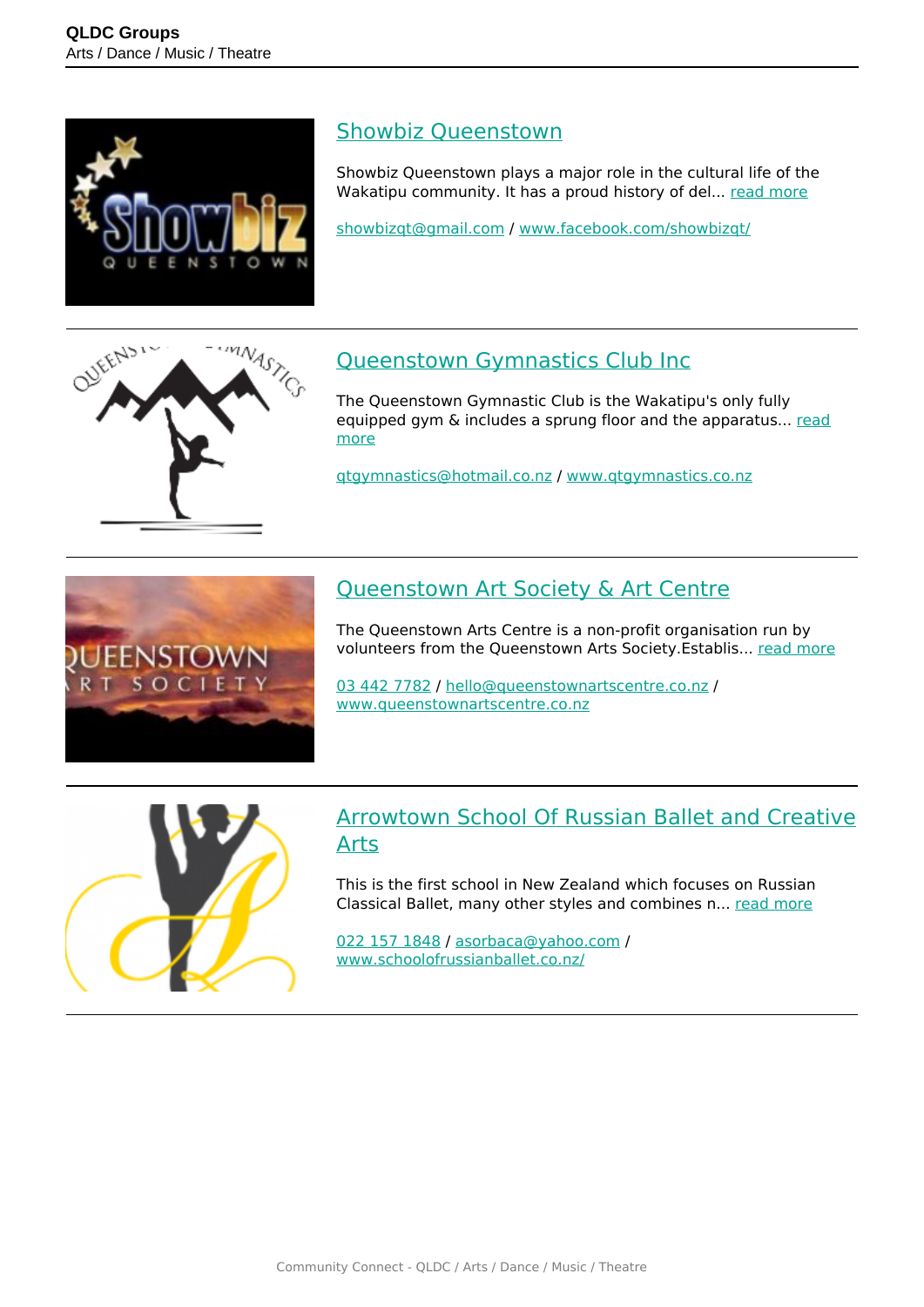## Showbiz Queenstown

Showbiz Queenstown plays a major role in the cultural life of the Wakatipu community. It has a proud history of del... read more

showbizqt@gmail.com / www.facebook.com/showbizqt/

## Queenstown Gymnastics Club Inc

The Queenstown Gymnastic Club is the Wakatipu's only fully equipped gym & includes a sprung floor and the apparatus... read more

qtgymnastics@hotmail.co.nz / www.qtgymnastics.co.nz

## Queenstown Art Society & Art Centre

The Queenstown Arts Centre is a non-profit organisation run by volunteers from the Queenstown Arts Society.Establis... read more

03 442 7782 / hello@queenstownartscentre.co.nz / www.queenstownartscentre.co.nz

## Arrowtown School Of Russian Ballet and Creative Arts

This is the first school in New Zealand which focuses on Russian Classical Ballet, many other styles and combines n... read more

022 157 1848 / asorbaca@yahoo.com / www.schoolofrussianballet.co.nz/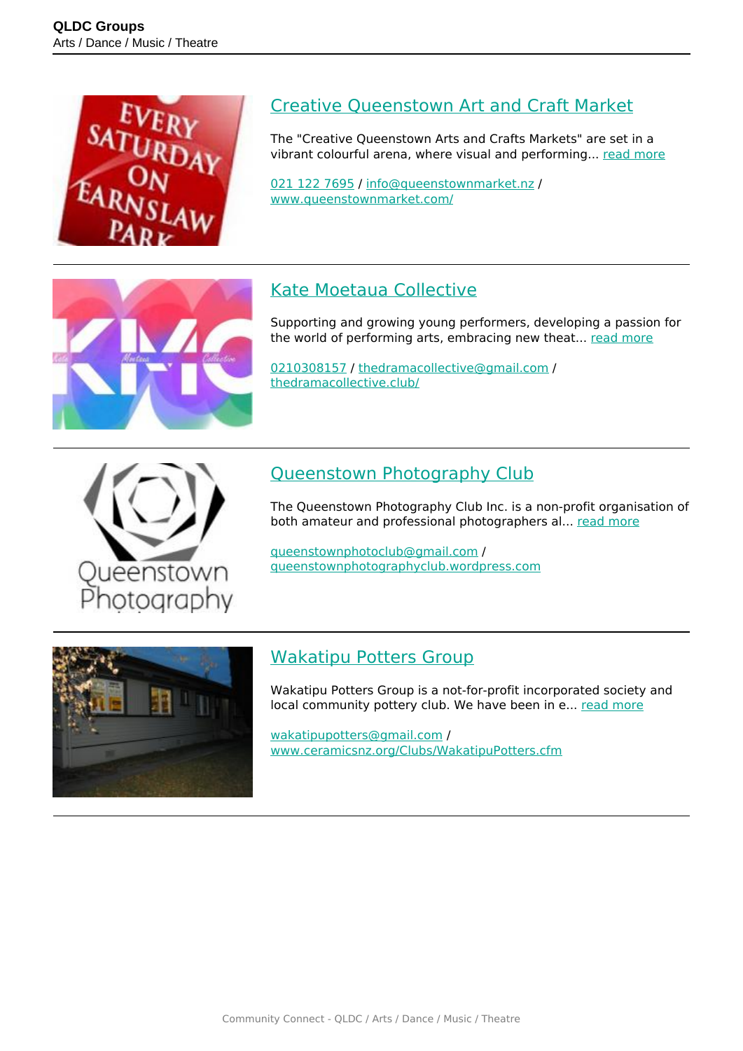## Creative Queenstown Art and Craft Market

The "Creative Queenstown Arts and Crafts Markets" are set in a vibrant colourful arena, where visual and performing... read more

021 122 7695 / info@queenstownmarket.nz / www.queenstownmarket.com/

---

## Kate Moetaua Collective

Supporting and growing young performers, developing a passion for the world of performing arts, embracing new theat... read more

0210308157 / thedramacollective@gmail.com / thedramacollective.club/

---

## Queenstown Photography Club

The Queenstown Photography Club Inc. is a non-profit organisation of both amateur and professional photographers al... read more

queenstownphotoclub@gmail.com / queenstownphotographyclub.wordpress.com

---

## Wakatipu Potters Group

Wakatipu Potters Group is a not-for-profit incorporated society and local community pottery club. We have been in e... read more

wakatipupotters@gmail.com / www.ceramicsnz.org/Clubs/WakatipuPotters.cfm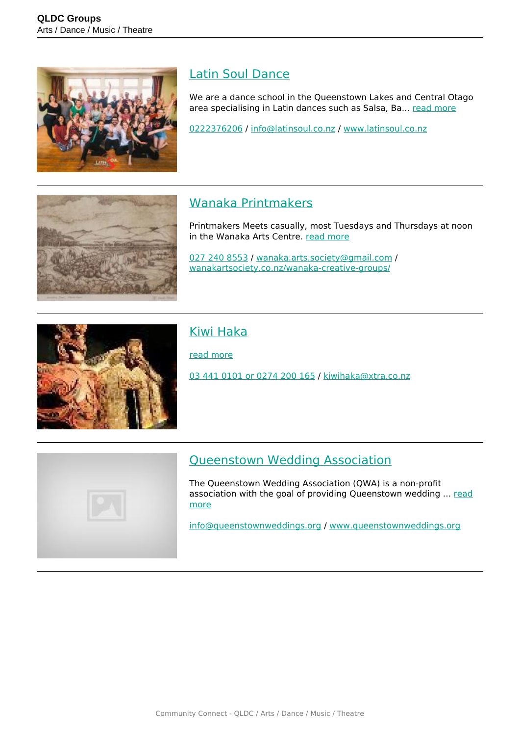## Latin Soul Dance

We are a dance school in the Queenstown Lakes and Central Otago area specialising in Latin dances such as Salsa, Ba... read more

0222376206 / info@latinsoul.co.nz / www.latinsoul.co.nz

## Wanaka Printmakers

Printmakers Meets casually, most Tuesdays and Thursdays at noon in the Wanaka Arts Centre. read more

027 240 8553 / wanaka.arts.society@gmail.com / wanakartsociety.co.nz/wanaka-creative-groups/

## Kiwi Haka

read more

03 441 0101 or 0274 200 165 / kiwihaka@xtra.co.nz

## Queenstown Wedding Association

The Queenstown Wedding Association (QWA) is a non-profit association with the goal of providing Queenstown wedding ... read more

info@queenstownweddings.org / www.queenstownweddings.org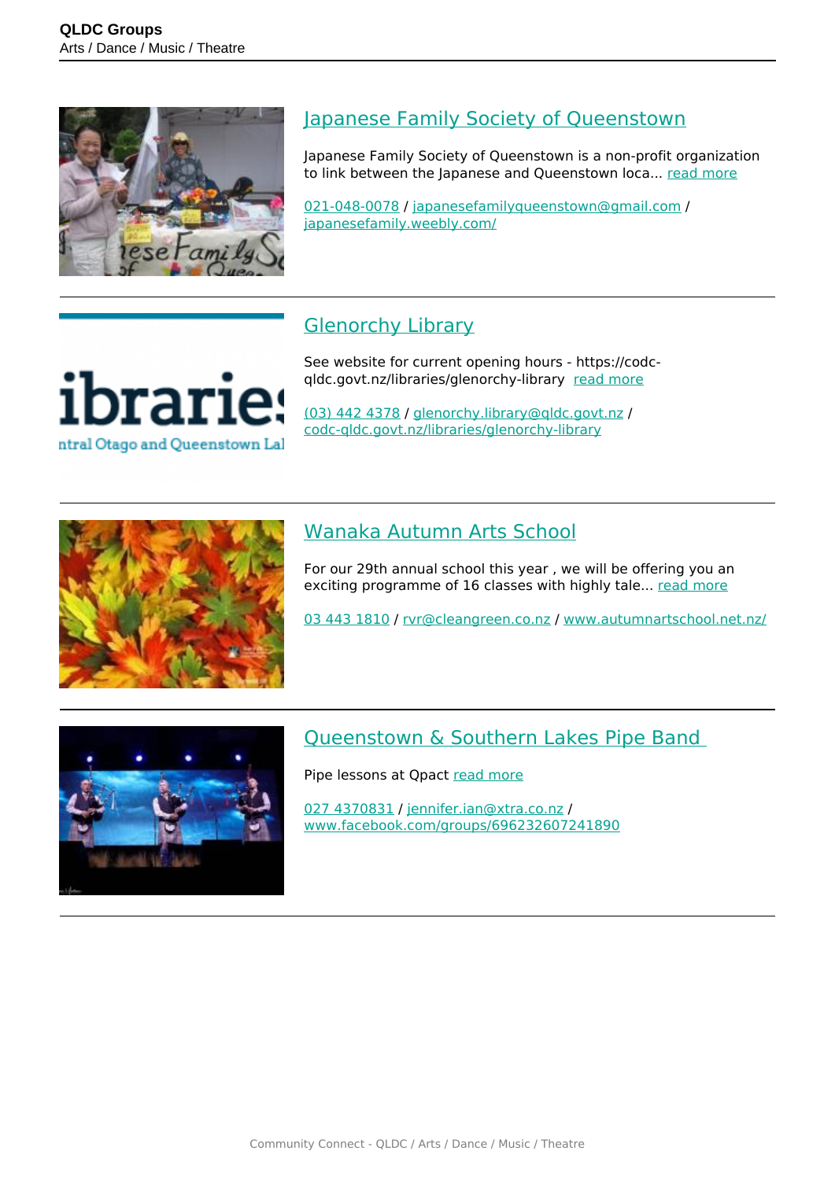## Japanese Family Society of Queenstown

Japanese Family Society of Queenstown is a non-profit organization to link between the Japanese and Queenstown loca... read more

021-048-0078 / japanesefamilyqueenstown@gmail.com / japanesefamily.weebly.com/

## Glenorchy Library

See website for current opening hours - https://codc-qldc.govt.nz/libraries/glenorchy-library read more

(03) 442 4378 / glenorchy.library@qldc.govt.nz / codc-qldc.govt.nz/libraries/glenorchy-library

## Wanaka Autumn Arts School

For our 29th annual school this year , we will be offering you an exciting programme of 16 classes with highly tale... read more

03 443 1810 / rvr@cleangreen.co.nz / www.autumnartschool.net.nz/

## Queenstown & Southern Lakes Pipe Band

Pipe lessons at Qpact read more

027 4370831 / jennifer.ian@xtra.co.nz / www.facebook.com/groups/696232607241890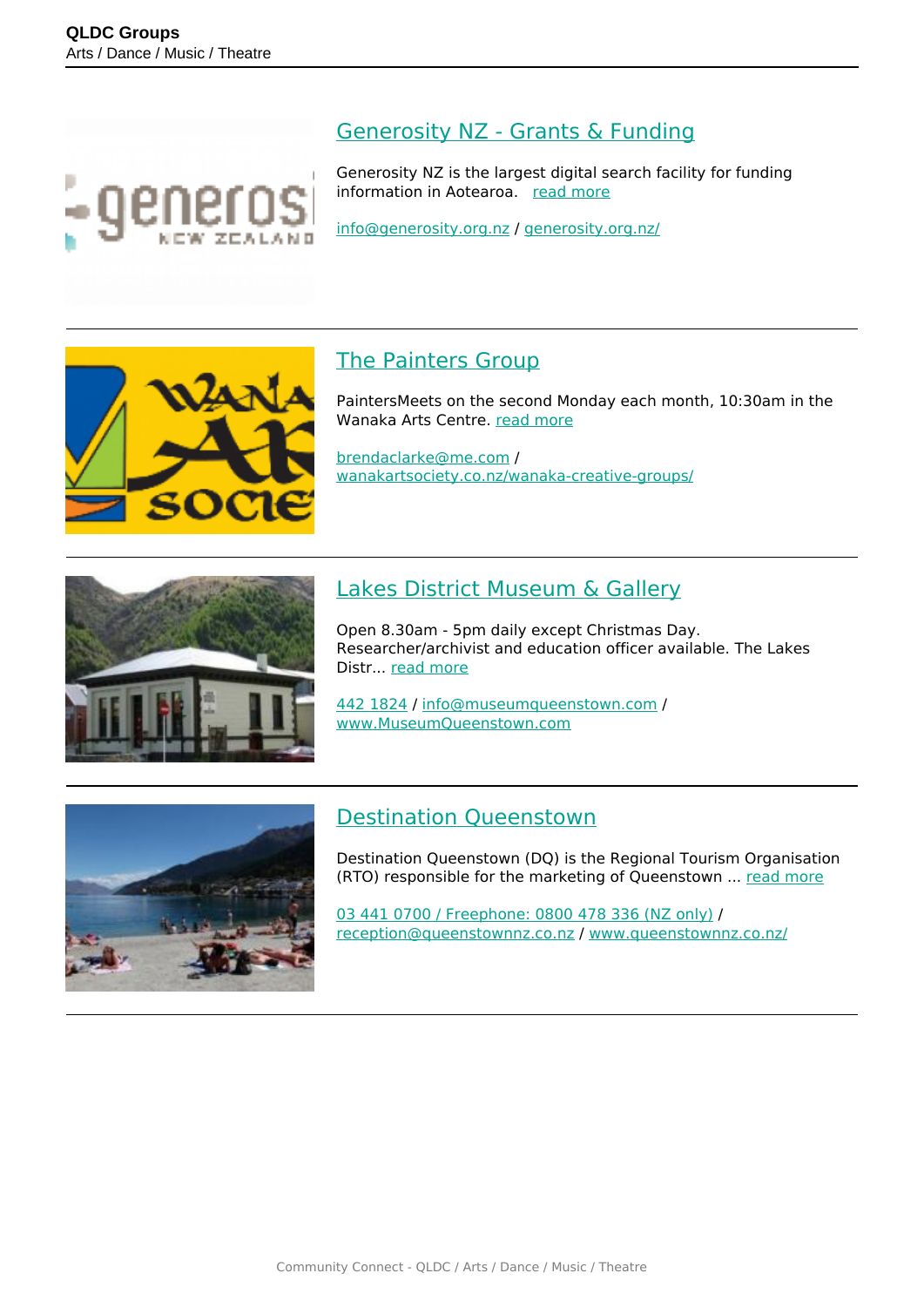## Generosity NZ - Grants & Funding

Generosity NZ is the largest digital search facility for funding information in Aotearoa. read more

info@generosity.org.nz / generosity.org.nz/

---

## The Painters Group

PaintersMeets on the second Monday each month, 10:30am in the Wanaka Arts Centre. read more

brendaclarke@me.com / wanakartsociety.co.nz/wanaka-creative-groups/

---

## Lakes District Museum & Gallery

Open 8.30am - 5pm daily except Christmas Day. Researcher/archivist and education officer available. The Lakes Distr... read more

442 1824 / info@museumqueenstown.com / www.MuseumQueenstown.com

---

## Destination Queenstown

Destination Queenstown (DQ) is the Regional Tourism Organisation (RTO) responsible for the marketing of Queenstown ... read more

03 441 0700 / Freephone: 0800 478 336 (NZ only) / reception@queenstownnz.co.nz / www.queenstownnz.co.nz/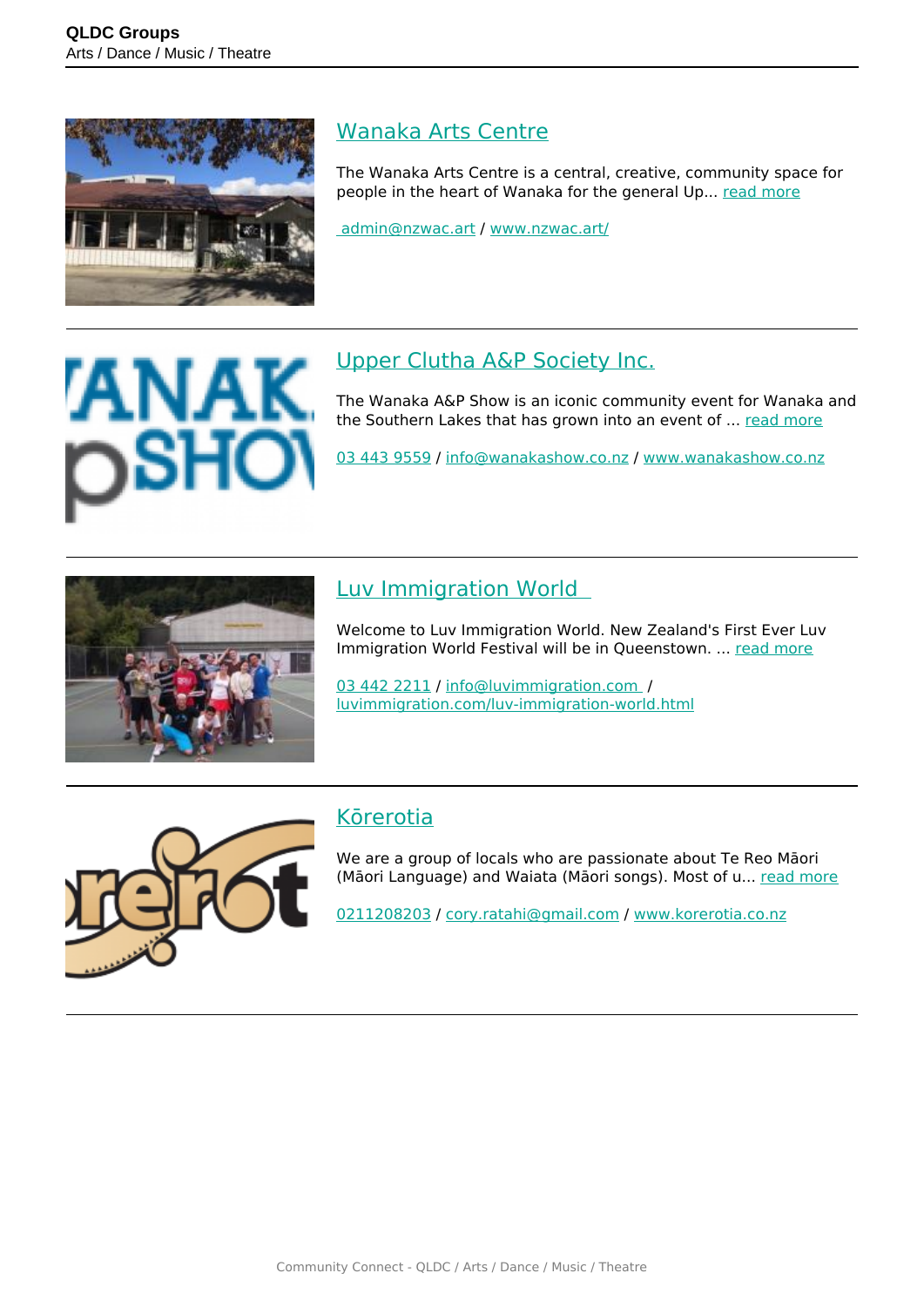## Wanaka Arts Centre

The Wanaka Arts Centre is a central, creative, community space for people in the heart of Wanaka for the general Up... read more

admin@nzwac.art / www.nzwac.art/

---

## Upper Clutha A&P Society Inc.

The Wanaka A&P Show is an iconic community event for Wanaka and the Southern Lakes that has grown into an event of ... read more

03 443 9559 / info@wanakashow.co.nz / www.wanakashow.co.nz

---

## Luv Immigration World

Welcome to Luv Immigration World. New Zealand's First Ever Luv Immigration World Festival will be in Queenstown. ... read more

03 442 2211 / info@luvimmigration.com / luvimmigration.com/luv-immigration-world.html

---

## Kōrerotia

We are a group of locals who are passionate about Te Reo Māori (Māori Language) and Waiata (Māori songs). Most of u... read more

0211208203 / cory.ratahi@gmail.com / www.korerotia.co.nz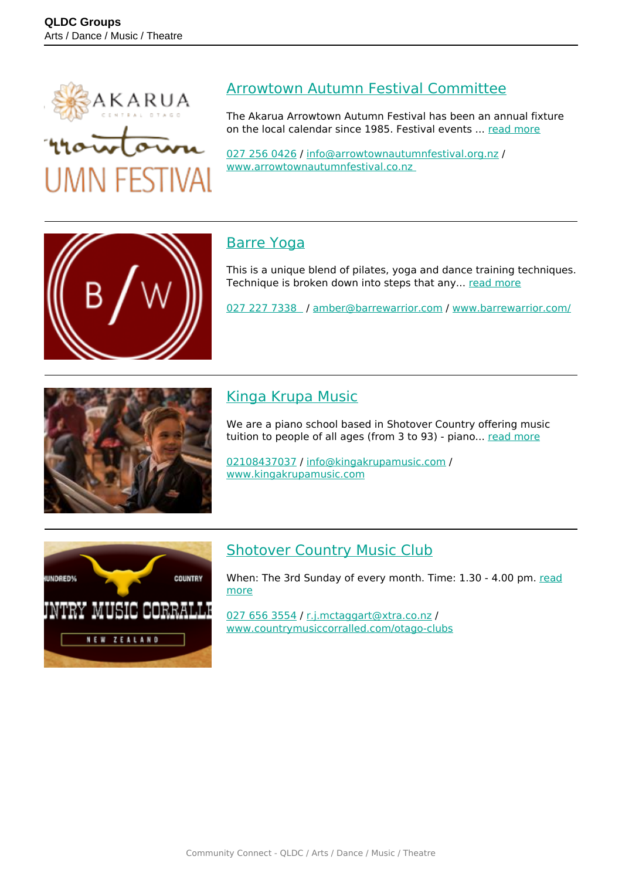## Arrowtown Autumn Festival Committee

The Akarua Arrowtown Autumn Festival has been an annual fixture on the local calendar since 1985. Festival events ... read more

027 256 0426 / info@arrowtownautumnfestival.org.nz / www.arrowtownautumnfestival.co.nz

## Barre Yoga

This is a unique blend of pilates, yoga and dance training techniques. Technique is broken down into steps that any... read more

027 227 7338 / amber@barrewarrior.com / www.barrewarrior.com/

## Kinga Krupa Music

We are a piano school based in Shotover Country offering music tuition to people of all ages (from 3 to 93) - piano... read more

02108437037 / info@kingakrupamusic.com / www.kingakrupamusic.com

## Shotover Country Music Club

When: The 3rd Sunday of every month. Time: 1.30 - 4.00 pm. read more

027 656 3554 / r.j.mctaggart@xtra.co.nz / www.countrymusiccorralled.com/otago-clubs